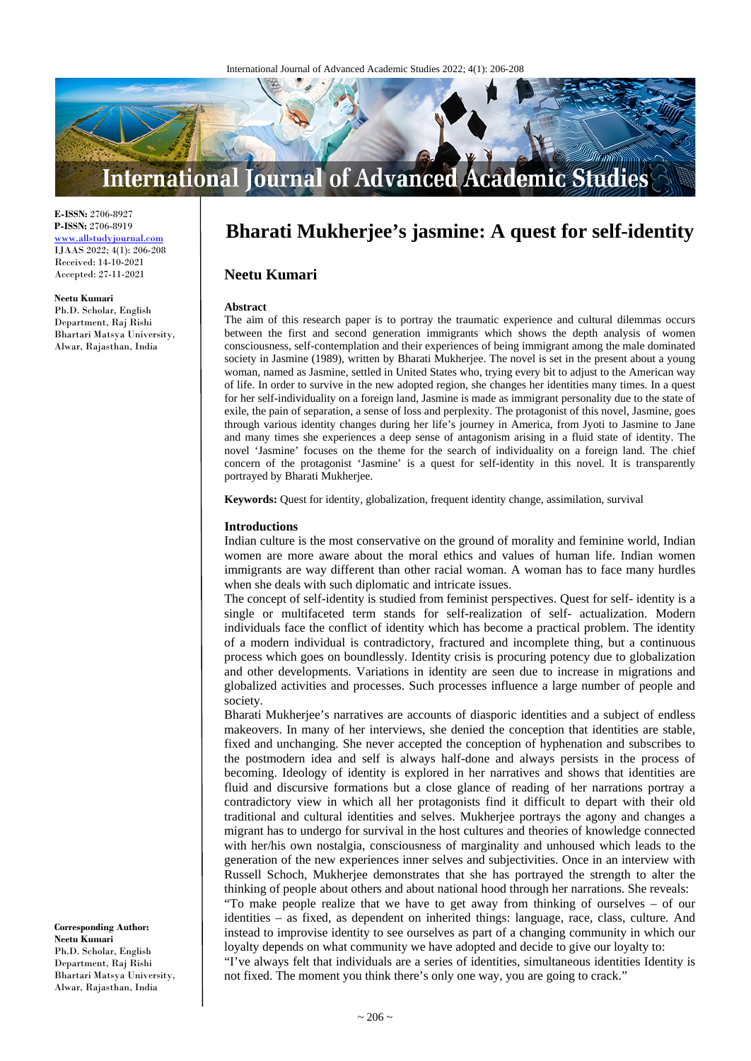**E-ISSN:** 2706-8927
**P-ISSN:** 2706-8919
www.allstudyjournal.com
IJAAS 2022; 4(1): 206-208
Received: 14-10-2021
Accepted: 27-11-2021

**Neetu Kumari**
Ph.D. Scholar, English Department, Raj Rishi Bhartari Matsya University, Alwar, Rajasthan, India

**Corresponding Author:**
**Neetu Kumari**
Ph.D. Scholar, English Department, Raj Rishi Bhartari Matsya University, Alwar, Rajasthan, India

# Bharati Mukherjee's jasmine: A quest for self-identity

## Neetu Kumari

### Abstract

The aim of this research paper is to portray the traumatic experience and cultural dilemmas occurs between the first and second generation immigrants which shows the depth analysis of women consciousness, self-contemplation and their experiences of being immigrant among the male dominated society in Jasmine (1989), written by Bharati Mukherjee. The novel is set in the present about a young woman, named as Jasmine, settled in United States who, trying every bit to adjust to the American way of life. In order to survive in the new adopted region, she changes her identities many times. In a quest for her self-individuality on a foreign land, Jasmine is made as immigrant personality due to the state of exile, the pain of separation, a sense of loss and perplexity. The protagonist of this novel, Jasmine, goes through various identity changes during her life's journey in America, from Jyoti to Jasmine to Jane and many times she experiences a deep sense of antagonism arising in a fluid state of identity. The novel 'Jasmine' focuses on the theme for the search of individuality on a foreign land. The chief concern of the protagonist 'Jasmine' is a quest for self-identity in this novel. It is transparently portrayed by Bharati Mukherjee.

**Keywords:** Quest for identity, globalization, frequent identity change, assimilation, survival

### Introductions

Indian culture is the most conservative on the ground of morality and feminine world, Indian women are more aware about the moral ethics and values of human life. Indian women immigrants are way different than other racial woman. A woman has to face many hurdles when she deals with such diplomatic and intricate issues.

The concept of self-identity is studied from feminist perspectives. Quest for self- identity is a single or multifaceted term stands for self-realization of self- actualization. Modern individuals face the conflict of identity which has become a practical problem. The identity of a modern individual is contradictory, fractured and incomplete thing, but a continuous process which goes on boundlessly. Identity crisis is procuring potency due to globalization and other developments. Variations in identity are seen due to increase in migrations and globalized activities and processes. Such processes influence a large number of people and society.

Bharati Mukherjee's narratives are accounts of diasporic identities and a subject of endless makeovers. In many of her interviews, she denied the conception that identities are stable, fixed and unchanging. She never accepted the conception of hyphenation and subscribes to the postmodern idea and self is always half-done and always persists in the process of becoming. Ideology of identity is explored in her narratives and shows that identities are fluid and discursive formations but a close glance of reading of her narrations portray a contradictory view in which all her protagonists find it difficult to depart with their old traditional and cultural identities and selves. Mukherjee portrays the agony and changes a migrant has to undergo for survival in the host cultures and theories of knowledge connected with her/his own nostalgia, consciousness of marginality and unhoused which leads to the generation of the new experiences inner selves and subjectivities. Once in an interview with Russell Schoch, Mukherjee demonstrates that she has portrayed the strength to alter the thinking of people about others and about national hood through her narrations. She reveals:

"To make people realize that we have to get away from thinking of ourselves – of our identities – as fixed, as dependent on inherited things: language, race, class, culture. And instead to improvise identity to see ourselves as part of a changing community in which our loyalty depends on what community we have adopted and decide to give our loyalty to:

"I've always felt that individuals are a series of identities, simultaneous identities Identity is not fixed. The moment you think there's only one way, you are going to crack."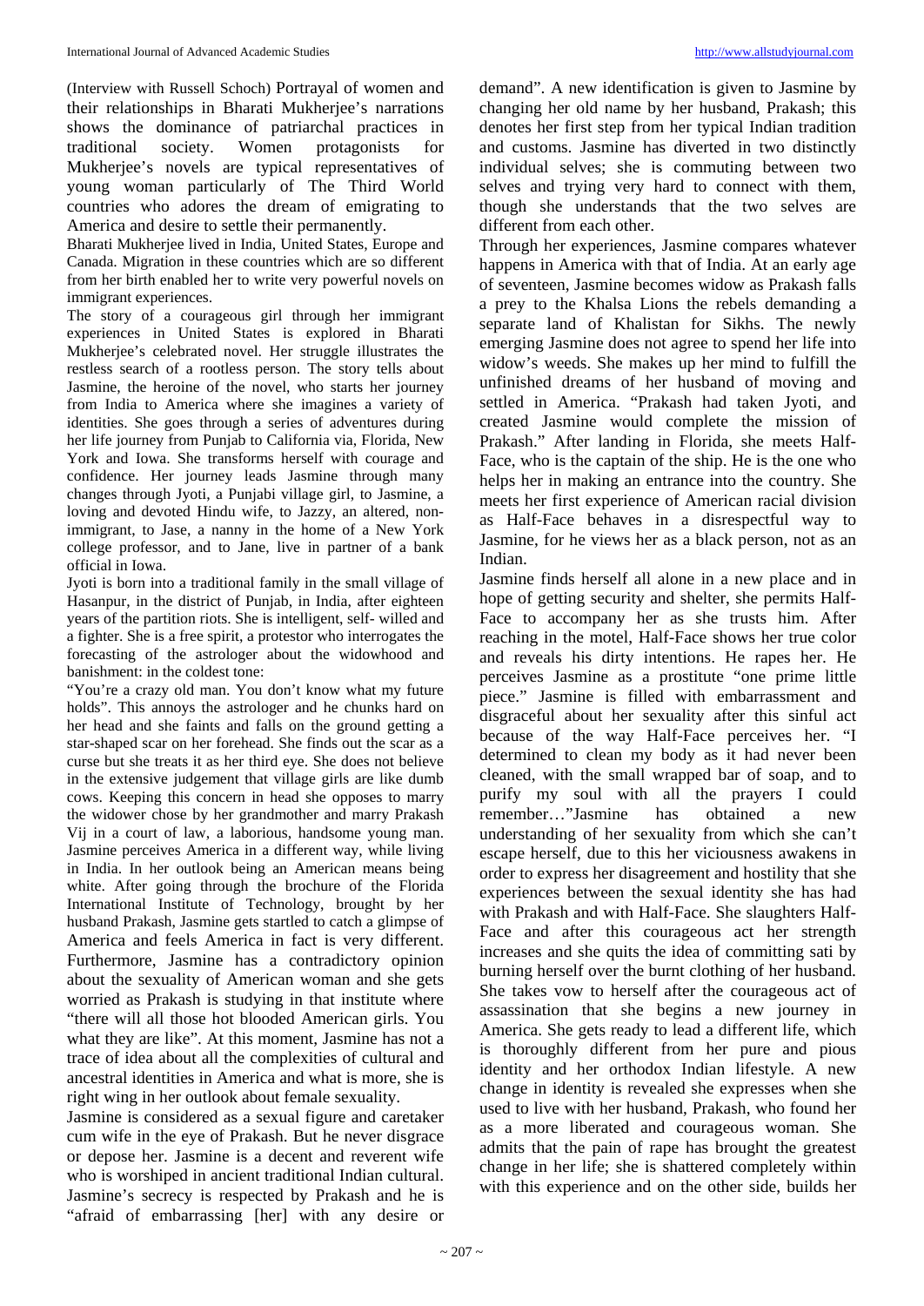(Interview with Russell Schoch) Portrayal of women and their relationships in Bharati Mukherjee's narrations shows the dominance of patriarchal practices in traditional society. Women protagonists for Mukherjee's novels are typical representatives of young woman particularly of The Third World countries who adores the dream of emigrating to America and desire to settle their permanently.

Bharati Mukherjee lived in India, United States, Europe and Canada. Migration in these countries which are so different from her birth enabled her to write very powerful novels on immigrant experiences.

The story of a courageous girl through her immigrant experiences in United States is explored in Bharati Mukherjee's celebrated novel. Her struggle illustrates the restless search of a rootless person. The story tells about Jasmine, the heroine of the novel, who starts her journey from India to America where she imagines a variety of identities. She goes through a series of adventures during her life journey from Punjab to California via, Florida, New York and Iowa. She transforms herself with courage and confidence. Her journey leads Jasmine through many changes through Jyoti, a Punjabi village girl, to Jasmine, a loving and devoted Hindu wife, to Jazzy, an altered, non-immigrant, to Jase, a nanny in the home of a New York college professor, and to Jane, live in partner of a bank official in Iowa.

Jyoti is born into a traditional family in the small village of Hasanpur, in the district of Punjab, in India, after eighteen years of the partition riots. She is intelligent, self- willed and a fighter. She is a free spirit, a protestor who interrogates the forecasting of the astrologer about the widowhood and banishment: in the coldest tone:

"You're a crazy old man. You don't know what my future holds". This annoys the astrologer and he chunks hard on her head and she faints and falls on the ground getting a star-shaped scar on her forehead. She finds out the scar as a curse but she treats it as her third eye. She does not believe in the extensive judgement that village girls are like dumb cows. Keeping this concern in head she opposes to marry the widower chose by her grandmother and marry Prakash Vij in a court of law, a laborious, handsome young man. Jasmine perceives America in a different way, while living in India. In her outlook being an American means being white. After going through the brochure of the Florida International Institute of Technology, brought by her husband Prakash, Jasmine gets startled to catch a glimpse of America and feels America in fact is very different. Furthermore, Jasmine has a contradictory opinion about the sexuality of American woman and she gets worried as Prakash is studying in that institute where "there will all those hot blooded American girls. You what they are like". At this moment, Jasmine has not a trace of idea about all the complexities of cultural and ancestral identities in America and what is more, she is right wing in her outlook about female sexuality.

Jasmine is considered as a sexual figure and caretaker cum wife in the eye of Prakash. But he never disgrace or depose her. Jasmine is a decent and reverent wife who is worshiped in ancient traditional Indian cultural. Jasmine's secrecy is respected by Prakash and he is "afraid of embarrassing [her] with any desire or demand". A new identification is given to Jasmine by changing her old name by her husband, Prakash; this denotes her first step from her typical Indian tradition and customs. Jasmine has diverted in two distinctly individual selves; she is commuting between two selves and trying very hard to connect with them, though she understands that the two selves are different from each other.

Through her experiences, Jasmine compares whatever happens in America with that of India. At an early age of seventeen, Jasmine becomes widow as Prakash falls a prey to the Khalsa Lions the rebels demanding a separate land of Khalistan for Sikhs. The newly emerging Jasmine does not agree to spend her life into widow's weeds. She makes up her mind to fulfill the unfinished dreams of her husband of moving and settled in America. "Prakash had taken Jyoti, and created Jasmine would complete the mission of Prakash." After landing in Florida, she meets Half-Face, who is the captain of the ship. He is the one who helps her in making an entrance into the country. She meets her first experience of American racial division as Half-Face behaves in a disrespectful way to Jasmine, for he views her as a black person, not as an Indian.

Jasmine finds herself all alone in a new place and in hope of getting security and shelter, she permits Half-Face to accompany her as she trusts him. After reaching in the motel, Half-Face shows her true color and reveals his dirty intentions. He rapes her. He perceives Jasmine as a prostitute "one prime little piece." Jasmine is filled with embarrassment and disgraceful about her sexuality after this sinful act because of the way Half-Face perceives her. "I determined to clean my body as it had never been cleaned, with the small wrapped bar of soap, and to purify my soul with all the prayers I could remember…"Jasmine has obtained a new understanding of her sexuality from which she can't escape herself, due to this her viciousness awakens in order to express her disagreement and hostility that she experiences between the sexual identity she has had with Prakash and with Half-Face. She slaughters Half-Face and after this courageous act her strength increases and she quits the idea of committing sati by burning herself over the burnt clothing of her husband. She takes vow to herself after the courageous act of assassination that she begins a new journey in America. She gets ready to lead a different life, which is thoroughly different from her pure and pious identity and her orthodox Indian lifestyle. A new change in identity is revealed she expresses when she used to live with her husband, Prakash, who found her as a more liberated and courageous woman. She admits that the pain of rape has brought the greatest change in her life; she is shattered completely within with this experience and on the other side, builds her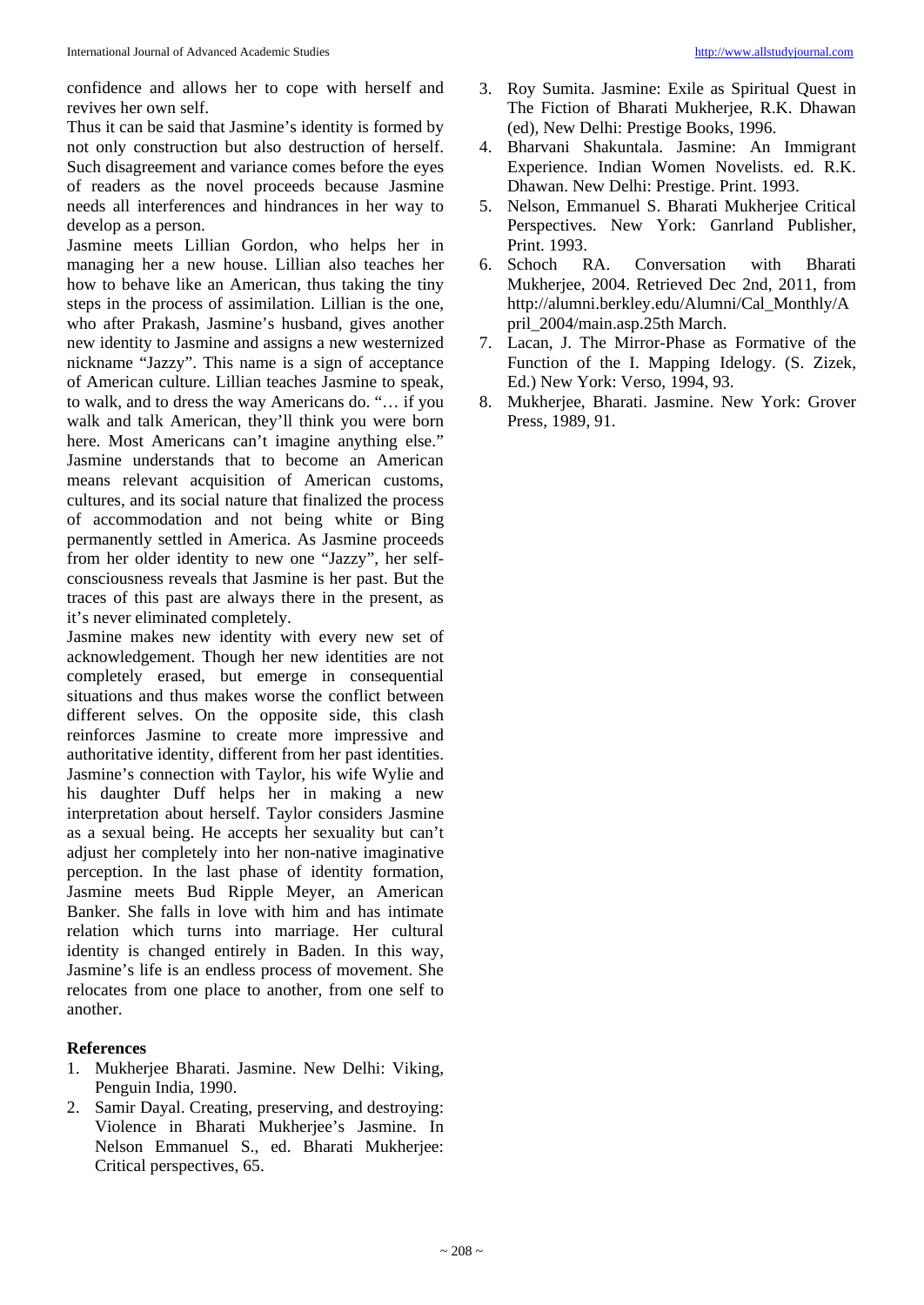confidence and allows her to cope with herself and revives her own self.

Thus it can be said that Jasmine's identity is formed by not only construction but also destruction of herself. Such disagreement and variance comes before the eyes of readers as the novel proceeds because Jasmine needs all interferences and hindrances in her way to develop as a person.

Jasmine meets Lillian Gordon, who helps her in managing her a new house. Lillian also teaches her how to behave like an American, thus taking the tiny steps in the process of assimilation. Lillian is the one, who after Prakash, Jasmine's husband, gives another new identity to Jasmine and assigns a new westernized nickname "Jazzy". This name is a sign of acceptance of American culture. Lillian teaches Jasmine to speak, to walk, and to dress the way Americans do. "… if you walk and talk American, they'll think you were born here. Most Americans can't imagine anything else." Jasmine understands that to become an American means relevant acquisition of American customs, cultures, and its social nature that finalized the process of accommodation and not being white or Bing permanently settled in America. As Jasmine proceeds from her older identity to new one "Jazzy", her self-consciousness reveals that Jasmine is her past. But the traces of this past are always there in the present, as it's never eliminated completely.

Jasmine makes new identity with every new set of acknowledgement. Though her new identities are not completely erased, but emerge in consequential situations and thus makes worse the conflict between different selves. On the opposite side, this clash reinforces Jasmine to create more impressive and authoritative identity, different from her past identities. Jasmine's connection with Taylor, his wife Wylie and his daughter Duff helps her in making a new interpretation about herself. Taylor considers Jasmine as a sexual being. He accepts her sexuality but can't adjust her completely into her non-native imaginative perception. In the last phase of identity formation, Jasmine meets Bud Ripple Meyer, an American Banker. She falls in love with him and has intimate relation which turns into marriage. Her cultural identity is changed entirely in Baden. In this way, Jasmine's life is an endless process of movement. She relocates from one place to another, from one self to another.

## References

1. Mukherjee Bharati. Jasmine. New Delhi: Viking, Penguin India, 1990.
2. Samir Dayal. Creating, preserving, and destroying: Violence in Bharati Mukherjee's Jasmine. In Nelson Emmanuel S., ed. Bharati Mukherjee: Critical perspectives, 65.
3. Roy Sumita. Jasmine: Exile as Spiritual Quest in The Fiction of Bharati Mukherjee, R.K. Dhawan (ed), New Delhi: Prestige Books, 1996.
4. Bharvani Shakuntala. Jasmine: An Immigrant Experience. Indian Women Novelists. ed. R.K. Dhawan. New Delhi: Prestige. Print. 1993.
5. Nelson, Emmanuel S. Bharati Mukherjee Critical Perspectives. New York: Ganrland Publisher, Print. 1993.
6. Schoch RA. Conversation with Bharati Mukherjee, 2004. Retrieved Dec 2nd, 2011, from http://alumni.berkley.edu/Alumni/Cal_Monthly/April_2004/main.asp.25th March.
7. Lacan, J. The Mirror-Phase as Formative of the Function of the I. Mapping Idelogy. (S. Zizek, Ed.) New York: Verso, 1994, 93.
8. Mukherjee, Bharati. Jasmine. New York: Grover Press, 1989, 91.